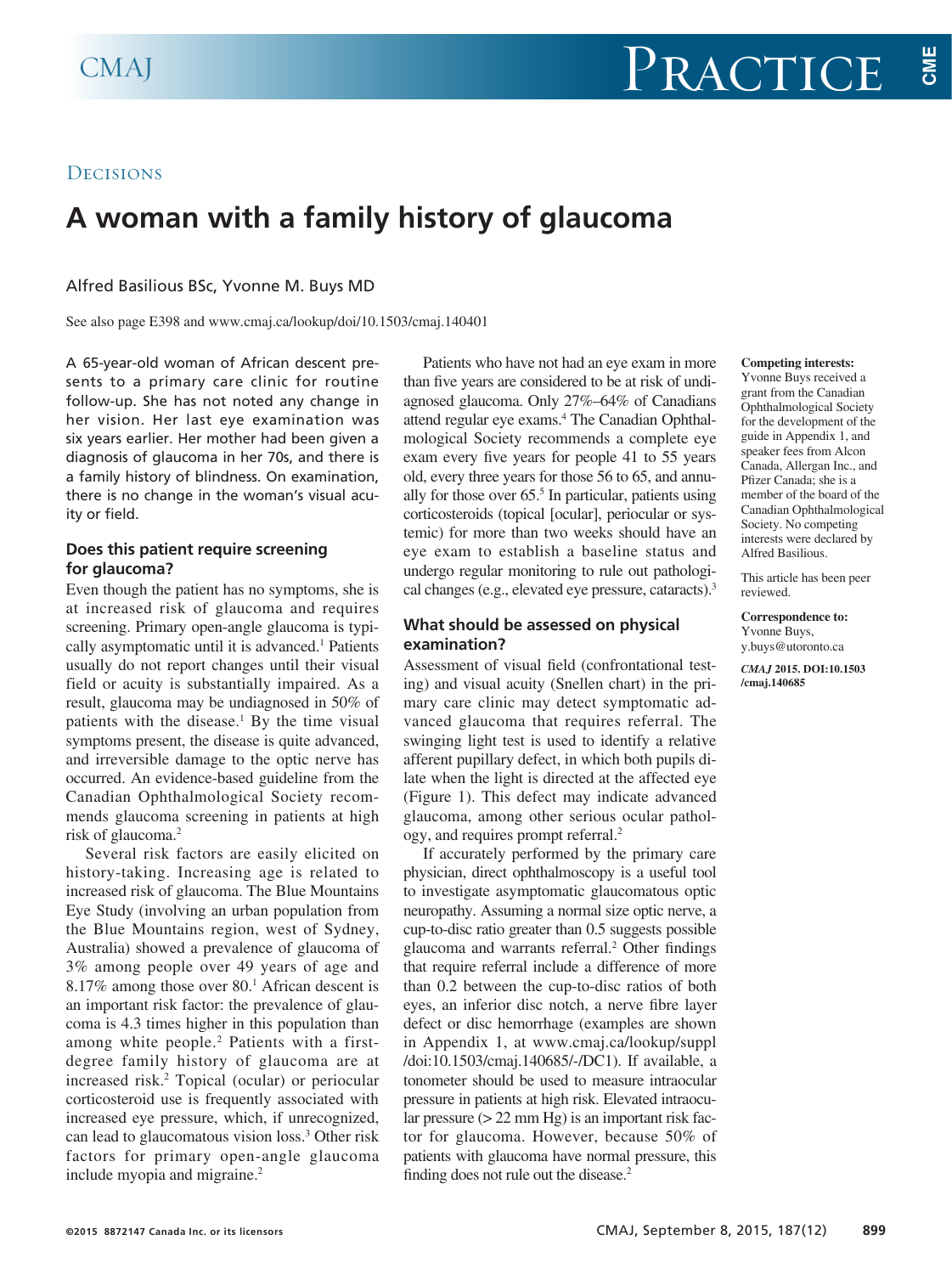# Decisions

## A woman with a family history of glaucoma

Alfred Basilious BSc, Yvonne M. Buys MD

See also page E398 and www.cmaj.ca/lookup/doi/10.1503/cmaj.140401

A 65-year-old woman of African descent presents to a primary care clinic for routine follow-up. She has not noted any change in her vision. Her last eye examination was six years earlier. Her mother had been given a diagnosis of glaucoma in her 70s, and there is a family history of blindness. On examination, there is no change in the woman's visual acuity or field.

### Does this patient require screening for glaucoma?

Even though the patient has no symptoms, she is at increased risk of glaucoma and requires screening. Primary open-angle glaucoma is typically asymptomatic until it is advanced.[1] Patients usually do not report changes until their visual field or acuity is substantially impaired. As a result, glaucoma may be undiagnosed in 50% of patients with the disease.[1] By the time visual symptoms present, the disease is quite advanced, and irreversible damage to the optic nerve has occurred. An evidence-based guideline from the Canadian Ophthalmological Society recommends glaucoma screening in patients at high risk of glaucoma.[2]

Several risk factors are easily elicited on history-taking. Increasing age is related to increased risk of glaucoma. The Blue Mountains Eye Study (involving an urban population from the Blue Mountains region, west of Sydney, Australia) showed a prevalence of glaucoma of 3% among people over 49 years of age and 8.17% among those over 80.[1] African descent is an important risk factor: the prevalence of glaucoma is 4.3 times higher in this population than among white people.[2] Patients with a first-degree family history of glaucoma are at increased risk.[2] Topical (ocular) or periocular corticosteroid use is frequently associated with increased eye pressure, which, if unrecognized, can lead to glaucomatous vision loss.[3] Other risk factors for primary open-angle glaucoma include myopia and migraine.[2]

Patients who have not had an eye exam in more than five years are considered to be at risk of undiagnosed glaucoma. Only 27%–64% of Canadians attend regular eye exams.[4] The Canadian Ophthalmological Society recommends a complete eye exam every five years for people 41 to 55 years old, every three years for those 56 to 65, and annually for those over 65.[5] In particular, patients using corticosteroids (topical [ocular], periocular or systemic) for more than two weeks should have an eye exam to establish a baseline status and undergo regular monitoring to rule out pathological changes (e.g., elevated eye pressure, cataracts).[3]

### What should be assessed on physical examination?

Assessment of visual field (confrontational testing) and visual acuity (Snellen chart) in the primary care clinic may detect symptomatic advanced glaucoma that requires referral. The swinging light test is used to identify a relative afferent pupillary defect, in which both pupils dilate when the light is directed at the affected eye (Figure 1). This defect may indicate advanced glaucoma, among other serious ocular pathology, and requires prompt referral.[2]

If accurately performed by the primary care physician, direct ophthalmoscopy is a useful tool to investigate asymptomatic glaucomatous optic neuropathy. Assuming a normal size optic nerve, a cup-to-disc ratio greater than 0.5 suggests possible glaucoma and warrants referral.[2] Other findings that require referral include a difference of more than 0.2 between the cup-to-disc ratios of both eyes, an inferior disc notch, a nerve fibre layer defect or disc hemorrhage (examples are shown in Appendix 1, at www.cmaj.ca/lookup/suppl/doi:10.1503/cmaj.140685/-/DC1). If available, a tonometer should be used to measure intraocular pressure in patients at high risk. Elevated intraocular pressure (> 22 mm Hg) is an important risk factor for glaucoma. However, because 50% of patients with glaucoma have normal pressure, this finding does not rule out the disease.[2]

**Competing interests:** Yvonne Buys received a grant from the Canadian Ophthalmological Society for the development of the guide in Appendix 1, and speaker fees from Alcon Canada, Allergan Inc., and Pfizer Canada; she is a member of the board of the Canadian Ophthalmological Society. No competing interests were declared by Alfred Basilious.

This article has been peer reviewed.

**Correspondence to:** Yvonne Buys, y.buys@utoronto.ca

*CMAJ* 2015. DOI:10.1503/cmaj.140685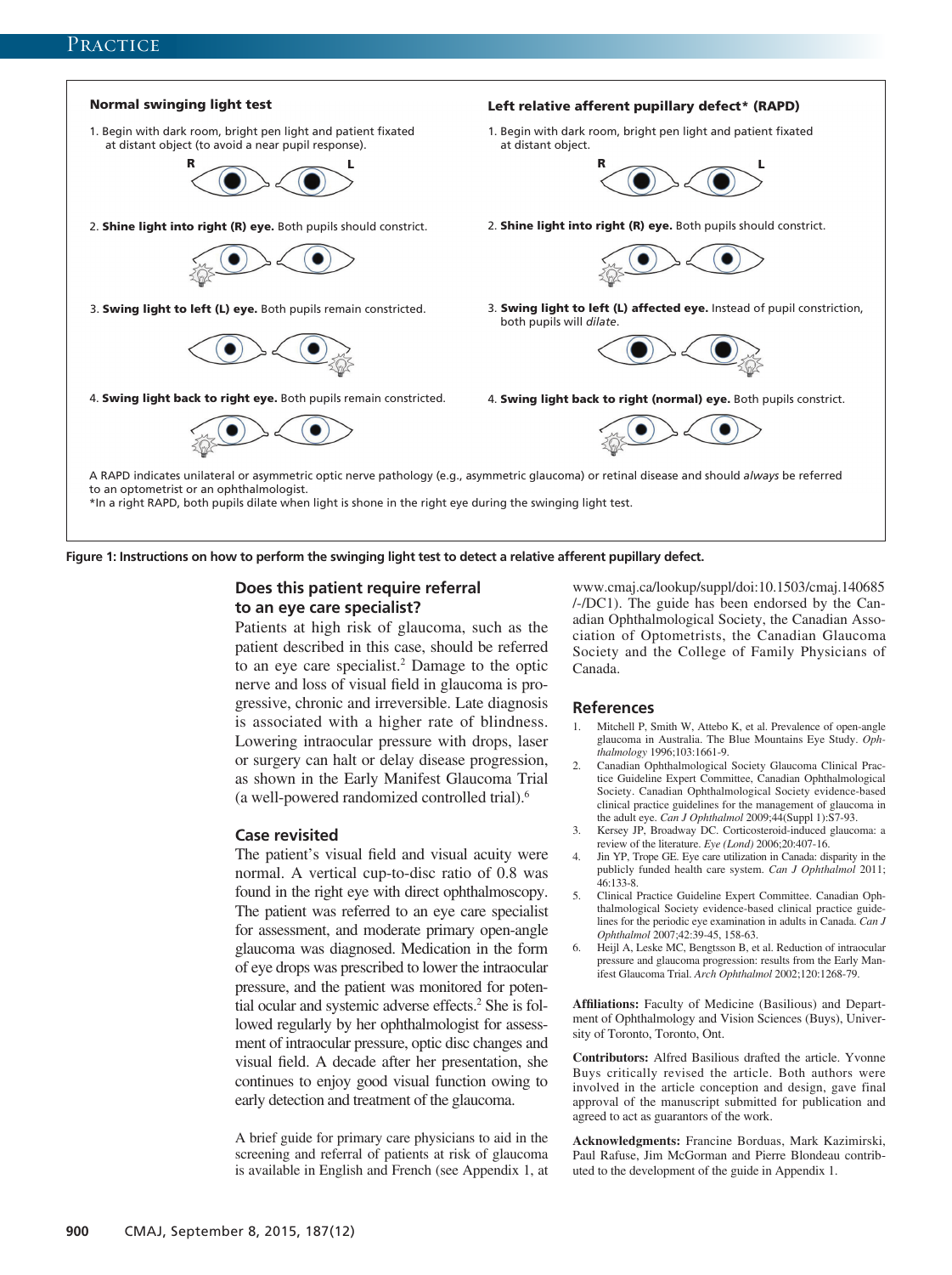**Normal swinging light test**

1. Begin with dark room, bright pen light and patient fixated at distant object (to avoid a near pupil response).

R L

2. **Shine light into right (R) eye.** Both pupils should constrict.

3. **Swing light to left (L) eye.** Both pupils remain constricted.

4. **Swing light back to right eye.** Both pupils remain constricted.

**Left relative afferent pupillary defect* (RAPD)**

1. Begin with dark room, bright pen light and patient fixated at distant object.

R L

2. **Shine light into right (R) eye.** Both pupils should constrict.

3. **Swing light to left (L) affected eye.** Instead of pupil constriction, both pupils will *dilate*.

4. **Swing light back to right (normal) eye.** Both pupils constrict.

A RAPD indicates unilateral or asymmetric optic nerve pathology (e.g., asymmetric glaucoma) or retinal disease and should *always* be referred to an optometrist or an ophthalmologist.

*In a right RAPD, both pupils dilate when light is shone in the right eye during the swinging light test.

**Figure 1: Instructions on how to perform the swinging light test to detect a relative afferent pupillary defect.**

## Does this patient require referral to an eye care specialist?

Patients at high risk of glaucoma, such as the patient described in this case, should be referred to an eye care specialist.[2] Damage to the optic nerve and loss of visual field in glaucoma is progressive, chronic and irreversible. Late diagnosis is associated with a higher rate of blindness. Lowering intraocular pressure with drops, laser or surgery can halt or delay disease progression, as shown in the Early Manifest Glaucoma Trial (a well-powered randomized controlled trial).[6]

## Case revisited

The patient's visual field and visual acuity were normal. A vertical cup-to-disc ratio of 0.8 was found in the right eye with direct ophthalmoscopy. The patient was referred to an eye care specialist for assessment, and moderate primary open-angle glaucoma was diagnosed. Medication in the form of eye drops was prescribed to lower the intraocular pressure, and the patient was monitored for potential ocular and systemic adverse effects.[2] She is followed regularly by her ophthalmologist for assessment of intraocular pressure, optic disc changes and visual field. A decade after her presentation, she continues to enjoy good visual function owing to early detection and treatment of the glaucoma.

A brief guide for primary care physicians to aid in the screening and referral of patients at risk of glaucoma is available in English and French (see Appendix 1, at www.cmaj.ca/lookup/suppl/doi:10.1503/cmaj.140685/-/DC1). The guide has been endorsed by the Canadian Ophthalmological Society, the Canadian Association of Optometrists, the Canadian Glaucoma Society and the College of Family Physicians of Canada.

## References

1. Mitchell P, Smith W, Attebo K, et al. Prevalence of open-angle glaucoma in Australia. The Blue Mountains Eye Study. *Ophthalmology* 1996;103:1661-9.
2. Canadian Ophthalmological Society Glaucoma Clinical Practice Guideline Expert Committee, Canadian Ophthalmological Society. Canadian Ophthalmological Society evidence-based clinical practice guidelines for the management of glaucoma in the adult eye. *Can J Ophthalmol* 2009;44(Suppl 1):S7-93.
3. Kersey JP, Broadway DC. Corticosteroid-induced glaucoma: a review of the literature. *Eye (Lond)* 2006;20:407-16.
4. Jin YP, Trope GE. Eye care utilization in Canada: disparity in the publicly funded health care system. *Can J Ophthalmol* 2011;46:133-8.
5. Clinical Practice Guideline Expert Committee. Canadian Ophthalmological Society evidence-based clinical practice guidelines for the periodic eye examination in adults in Canada. *Can J Ophthalmol* 2007;42:39-45, 158-63.
6. Heijl A, Leske MC, Bengtsson B, et al. Reduction of intraocular pressure and glaucoma progression: results from the Early Manifest Glaucoma Trial. *Arch Ophthalmol* 2002;120:1268-79.

**Affiliations:** Faculty of Medicine (Basilious) and Department of Ophthalmology and Vision Sciences (Buys), University of Toronto, Toronto, Ont.

**Contributors:** Alfred Basilious drafted the article. Yvonne Buys critically revised the article. Both authors were involved in the article conception and design, gave final approval of the manuscript submitted for publication and agreed to act as guarantors of the work.

**Acknowledgments:** Francine Borduas, Mark Kazimirski, Paul Rafuse, Jim McGorman and Pierre Blondeau contributed to the development of the guide in Appendix 1.